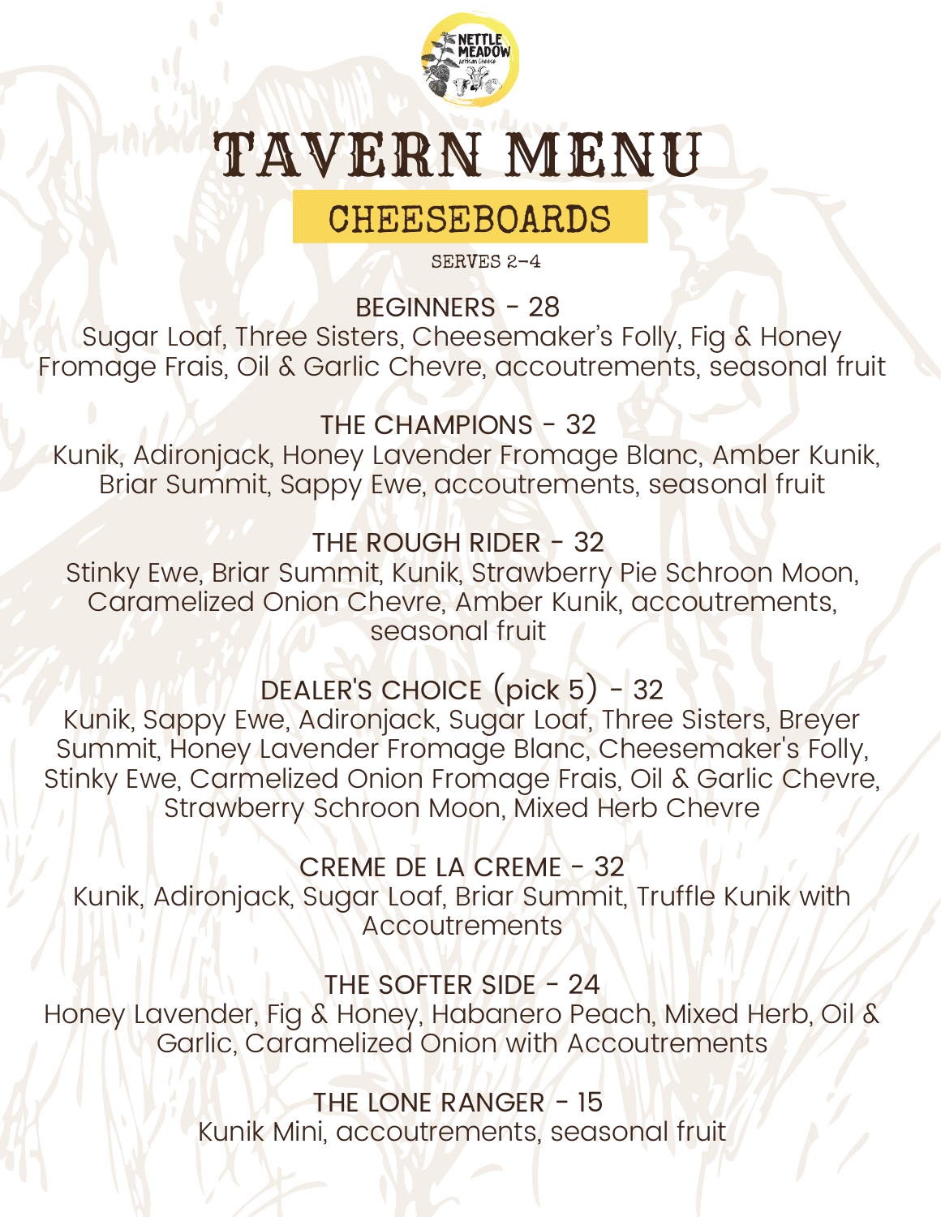# TAVERN MENU

## CHEESEBOARDS

SERVES 2-4

### BEGINNERS - 28

Sugar Loaf, Three Sisters, Cheesemaker's Folly, Fig & Honey Fromage Frais, Oil & Garlic Chevre, accoutrements, seasonal fruit

### THE CHAMPIONS - 32

Kunik, Adironjack, Honey Lavender Fromage Blanc, Amber Kunik, Briar Summit, Sappy Ewe, accoutrements, seasonal fruit

### THE ROUGH RIDER - 32

Stinky Ewe, Briar Summit, Kunik, Strawberry Pie Schroon Moon, Caramelized Onion Chevre, Amber Kunik, accoutrements, seasonal fruit

### DEALER'S CHOICE (pick 5) - 32

Kunik, Sappy Ewe, Adironjack, Sugar Loaf, Three Sisters, Breyer Summit, Honey Lavender Fromage Blanc, Cheesemaker's Folly, Stinky Ewe, Carmelized Onion Fromage Frais, Oil & Garlic Chevre, Strawberry Schroon Moon, Mixed Herb Chevre

### CREME DE LA CREME - 32

Kunik, Adironjack, Sugar Loaf, Briar Summit, Truffle Kunik with Accoutrements

### THE SOFTER SIDE - 24

Honey Lavender, Fig & Honey, Habanero Peach, Mixed Herb, Oil & Garlic, Caramelized Onion with Accoutrements

### THE LONE RANGER - 15

Kunik Mini, accoutrements, seasonal fruit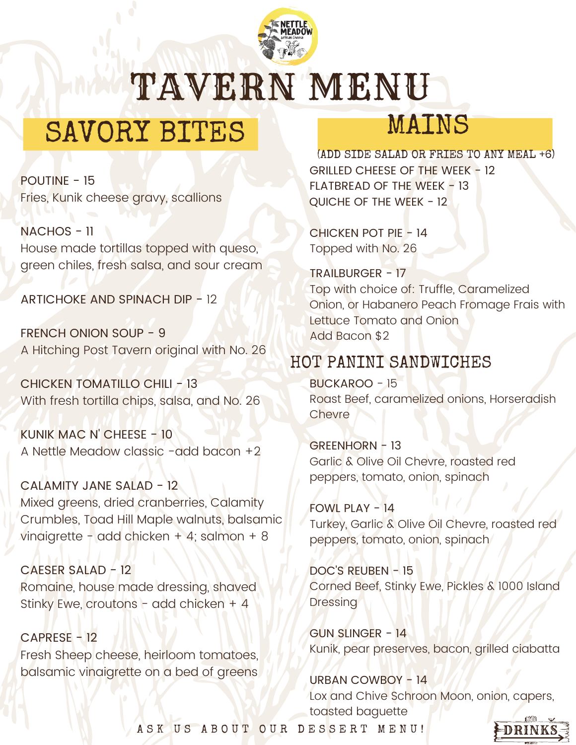# TAVERN MENU

## SAVORY BITES

POUTINE - 15
Fries, Kunik cheese gravy, scallions

NACHOS - 11
House made tortillas topped with queso, green chiles, fresh salsa, and sour cream

ARTICHOKE AND SPINACH DIP - 12

FRENCH ONION SOUP - 9
A Hitching Post Tavern original with No. 26

CHICKEN TOMATILLO CHILI - 13
With fresh tortilla chips, salsa, and No. 26

KUNIK MAC N' CHEESE - 10
A Nettle Meadow classic -add bacon +2

CALAMITY JANE SALAD - 12
Mixed greens, dried cranberries, Calamity Crumbles, Toad Hill Maple walnuts, balsamic vinaigrette - add chicken + 4; salmon + 8

CAESER SALAD - 12
Romaine, house made dressing, shaved Stinky Ewe, croutons - add chicken + 4

CAPRESE - 12
Fresh Sheep cheese, heirloom tomatoes, balsamic vinaigrette on a bed of greens

## MAINS

(ADD SIDE SALAD OR FRIES TO ANY MEAL +6)

GRILLED CHEESE OF THE WEEK - 12
FLATBREAD OF THE WEEK - 13
QUICHE OF THE WEEK - 12

CHICKEN POT PIE - 14
Topped with No. 26

TRAILBURGER - 17
Top with choice of: Truffle, Caramelized Onion, or Habanero Peach Fromage Frais with Lettuce Tomato and Onion
Add Bacon $2

### HOT PANINI SANDWICHES

BUCKAROO - 15
Roast Beef, caramelized onions, Horseradish Chevre

GREENHORN - 13
Garlic & Olive Oil Chevre, roasted red peppers, tomato, onion, spinach

FOWL PLAY - 14
Turkey, Garlic & Olive Oil Chevre, roasted red peppers, tomato, onion, spinach

DOC'S REUBEN - 15
Corned Beef, Stinky Ewe, Pickles & 1000 Island Dressing

GUN SLINGER - 14
Kunik, pear preserves, bacon, grilled ciabatta

URBAN COWBOY - 14
Lox and Chive Schroon Moon, onion, capers, toasted baguette

ASK US ABOUT OUR DESSERT MENU!

DRINKS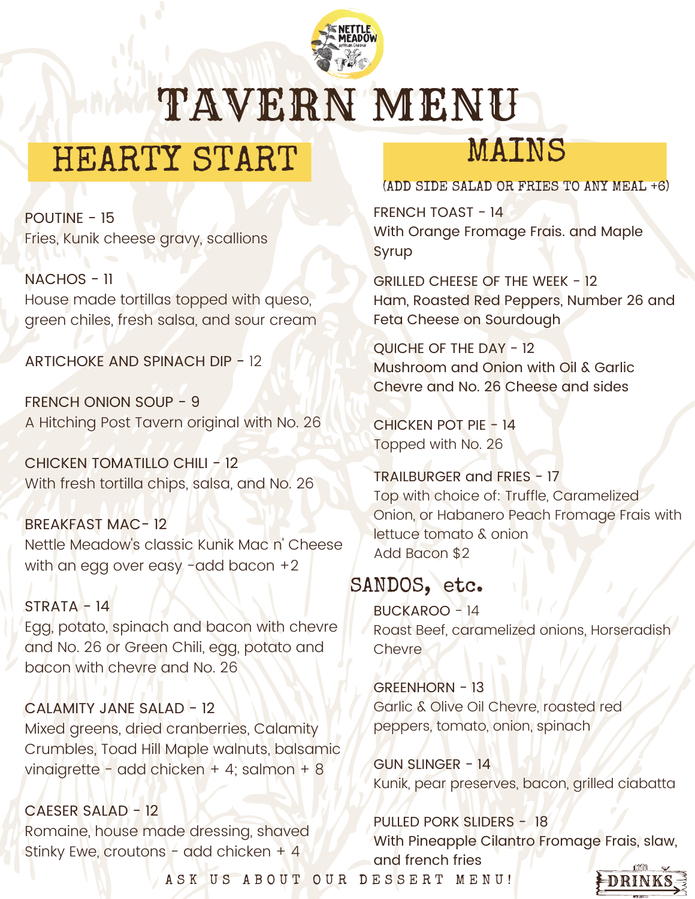# TAVERN MENU

## HEARTY START

POUTINE - 15
Fries, Kunik cheese gravy, scallions

NACHOS - 11
House made tortillas topped with queso, green chiles, fresh salsa, and sour cream

ARTICHOKE AND SPINACH DIP - 12

FRENCH ONION SOUP - 9
A Hitching Post Tavern original with No. 26

CHICKEN TOMATILLO CHILI - 12
With fresh tortilla chips, salsa, and No. 26

BREAKFAST MAC- 12
Nettle Meadow's classic Kunik Mac n' Cheese with an egg over easy -add bacon +2

STRATA - 14
Egg, potato, spinach and bacon with chevre and No. 26 or Green Chili, egg, potato and bacon with chevre and No. 26

CALAMITY JANE SALAD - 12
Mixed greens, dried cranberries, Calamity Crumbles, Toad Hill Maple walnuts, balsamic vinaigrette - add chicken + 4; salmon + 8

CAESER SALAD - 12
Romaine, house made dressing, shaved Stinky Ewe, croutons - add chicken + 4

## MAINS

(ADD SIDE SALAD OR FRIES TO ANY MEAL +6)

FRENCH TOAST - 14
With Orange Fromage Frais. and Maple Syrup

GRILLED CHEESE OF THE WEEK - 12
Ham, Roasted Red Peppers, Number 26 and Feta Cheese on Sourdough

QUICHE OF THE DAY - 12
Mushroom and Onion with Oil & Garlic Chevre and No. 26 Cheese and sides

CHICKEN POT PIE - 14
Topped with No. 26

TRAILBURGER and FRIES - 17
Top with choice of: Truffle, Caramelized Onion, or Habanero Peach Fromage Frais with lettuce tomato & onion
Add Bacon $2

## SANDOS, etc.

BUCKAROO - 14
Roast Beef, caramelized onions, Horseradish Chevre

GREENHORN - 13
Garlic & Olive Oil Chevre, roasted red peppers, tomato, onion, spinach

GUN SLINGER - 14
Kunik, pear preserves, bacon, grilled ciabatta

PULLED PORK SLIDERS - 18
With Pineapple Cilantro Fromage Frais, slaw, and french fries

ASK US ABOUT OUR DESSERT MENU!

DRINKS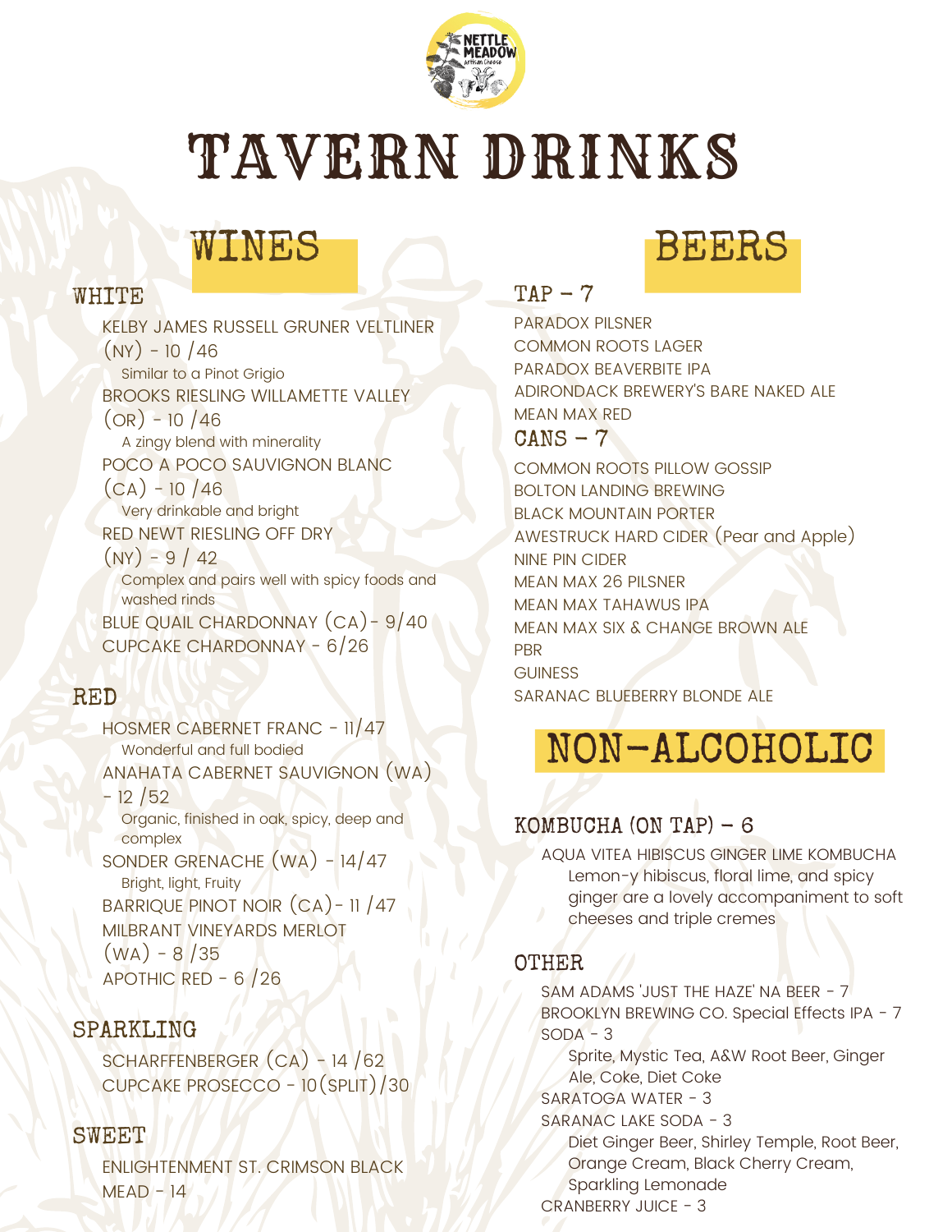# TAVERN DRINKS

## WINES

### WHITE

KELBY JAMES RUSSELL GRUNER VELTLINER (NY) - 10 /46
Similar to a Pinot Grigio

BROOKS RIESLING WILLAMETTE VALLEY (OR) - 10 /46
A zingy blend with minerality

POCO A POCO SAUVIGNON BLANC (CA) - 10 /46
Very drinkable and bright

RED NEWT RIESLING OFF DRY (NY) - 9 / 42
Complex and pairs well with spicy foods and washed rinds

BLUE QUAIL CHARDONNAY (CA)- 9/40

CUPCAKE CHARDONNAY - 6/26

### RED

HOSMER CABERNET FRANC - 11/47
Wonderful and full bodied

ANAHATA CABERNET SAUVIGNON (WA) - 12 /52
Organic, finished in oak, spicy, deep and complex

SONDER GRENACHE (WA) - 14/47
Bright, light, Fruity

BARRIQUE PINOT NOIR (CA)- 11 /47

MILBRANT VINEYARDS MERLOT (WA) - 8 /35

APOTHIC RED - 6 /26

### SPARKLING

SCHARFFENBERGER (CA) - 14 /62

CUPCAKE PROSECCO - 10(SPLIT)/30

### SWEET

ENLIGHTENMENT ST. CRIMSON BLACK MEAD - 14

## BEERS

### TAP – 7

PARADOX PILSNER
COMMON ROOTS LAGER
PARADOX BEAVERBITE IPA
ADIRONDACK BREWERY'S BARE NAKED ALE
MEAN MAX RED

### CANS – 7

COMMON ROOTS PILLOW GOSSIP
BOLTON LANDING BREWING
BLACK MOUNTAIN PORTER
AWESTRUCK HARD CIDER (Pear and Apple)
NINE PIN CIDER
MEAN MAX 26 PILSNER
MEAN MAX TAHAWUS IPA
MEAN MAX SIX & CHANGE BROWN ALE
PBR
GUINESS
SARANAC BLUEBERRY BLONDE ALE

## NON-ALCOHOLIC

### KOMBUCHA (ON TAP) – 6

AQUA VITEA HIBISCUS GINGER LIME KOMBUCHA
Lemon-y hibiscus, floral lime, and spicy ginger are a lovely accompaniment to soft cheeses and triple cremes

### OTHER

SAM ADAMS 'JUST THE HAZE' NA BEER - 7

BROOKLYN BREWING CO. Special Effects IPA - 7

SODA - 3
Sprite, Mystic Tea, A&W Root Beer, Ginger Ale, Coke, Diet Coke

SARATOGA WATER - 3

SARANAC LAKE SODA - 3
Diet Ginger Beer, Shirley Temple, Root Beer, Orange Cream, Black Cherry Cream, Sparkling Lemonade

CRANBERRY JUICE - 3